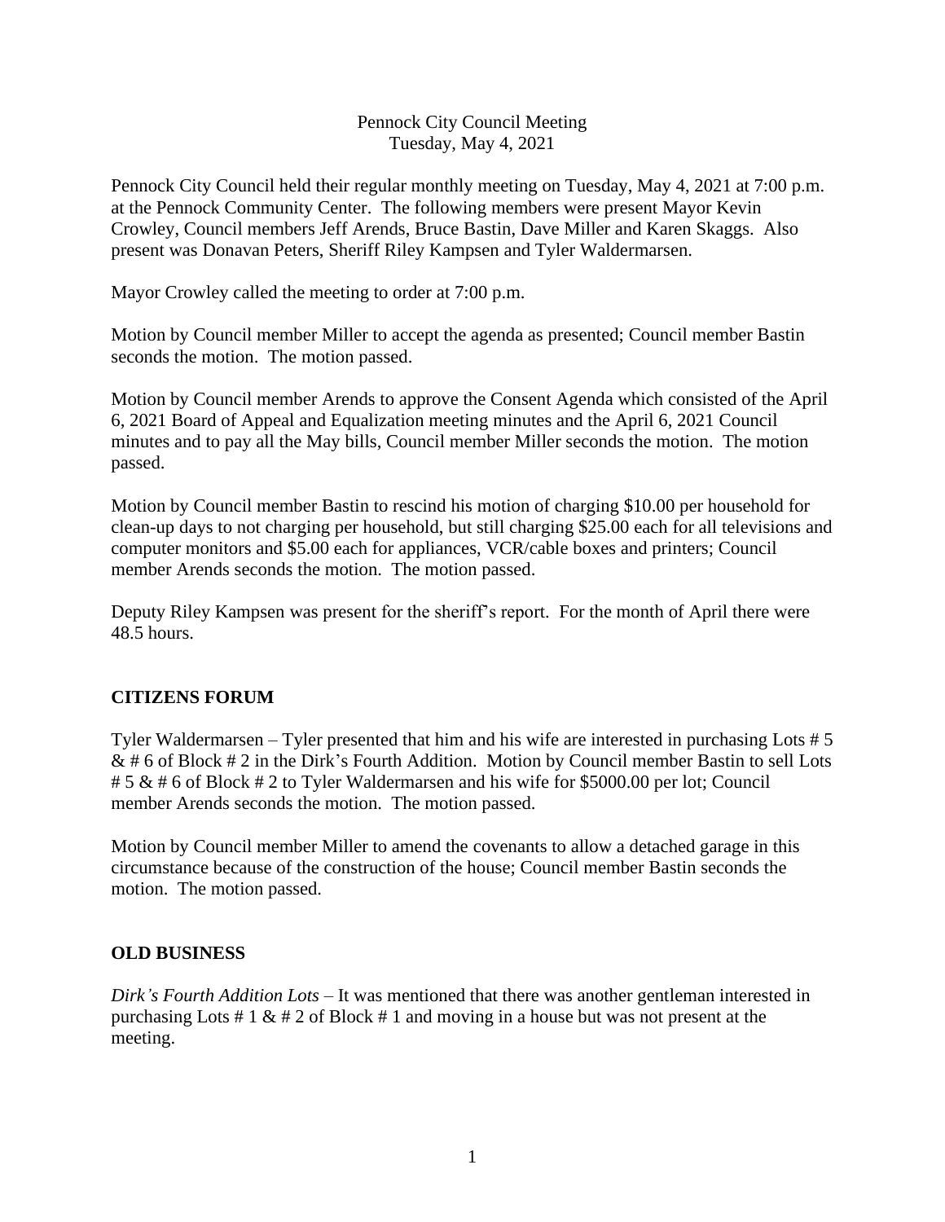Pennock City Council Meeting
Tuesday, May 4, 2021

Pennock City Council held their regular monthly meeting on Tuesday, May 4, 2021 at 7:00 p.m. at the Pennock Community Center. The following members were present Mayor Kevin Crowley, Council members Jeff Arends, Bruce Bastin, Dave Miller and Karen Skaggs. Also present was Donavan Peters, Sheriff Riley Kampsen and Tyler Waldermarsen.

Mayor Crowley called the meeting to order at 7:00 p.m.

Motion by Council member Miller to accept the agenda as presented; Council member Bastin seconds the motion. The motion passed.

Motion by Council member Arends to approve the Consent Agenda which consisted of the April 6, 2021 Board of Appeal and Equalization meeting minutes and the April 6, 2021 Council minutes and to pay all the May bills, Council member Miller seconds the motion. The motion passed.

Motion by Council member Bastin to rescind his motion of charging $10.00 per household for clean-up days to not charging per household, but still charging $25.00 each for all televisions and computer monitors and $5.00 each for appliances, VCR/cable boxes and printers; Council member Arends seconds the motion. The motion passed.

Deputy Riley Kampsen was present for the sheriff's report. For the month of April there were 48.5 hours.

## CITIZENS FORUM

Tyler Waldermarsen – Tyler presented that him and his wife are interested in purchasing Lots # 5 & # 6 of Block # 2 in the Dirk's Fourth Addition. Motion by Council member Bastin to sell Lots # 5 & # 6 of Block # 2 to Tyler Waldermarsen and his wife for $5000.00 per lot; Council member Arends seconds the motion. The motion passed.

Motion by Council member Miller to amend the covenants to allow a detached garage in this circumstance because of the construction of the house; Council member Bastin seconds the motion. The motion passed.

## OLD BUSINESS

*Dirk's Fourth Addition Lots* – It was mentioned that there was another gentleman interested in purchasing Lots # 1 & # 2 of Block # 1 and moving in a house but was not present at the meeting.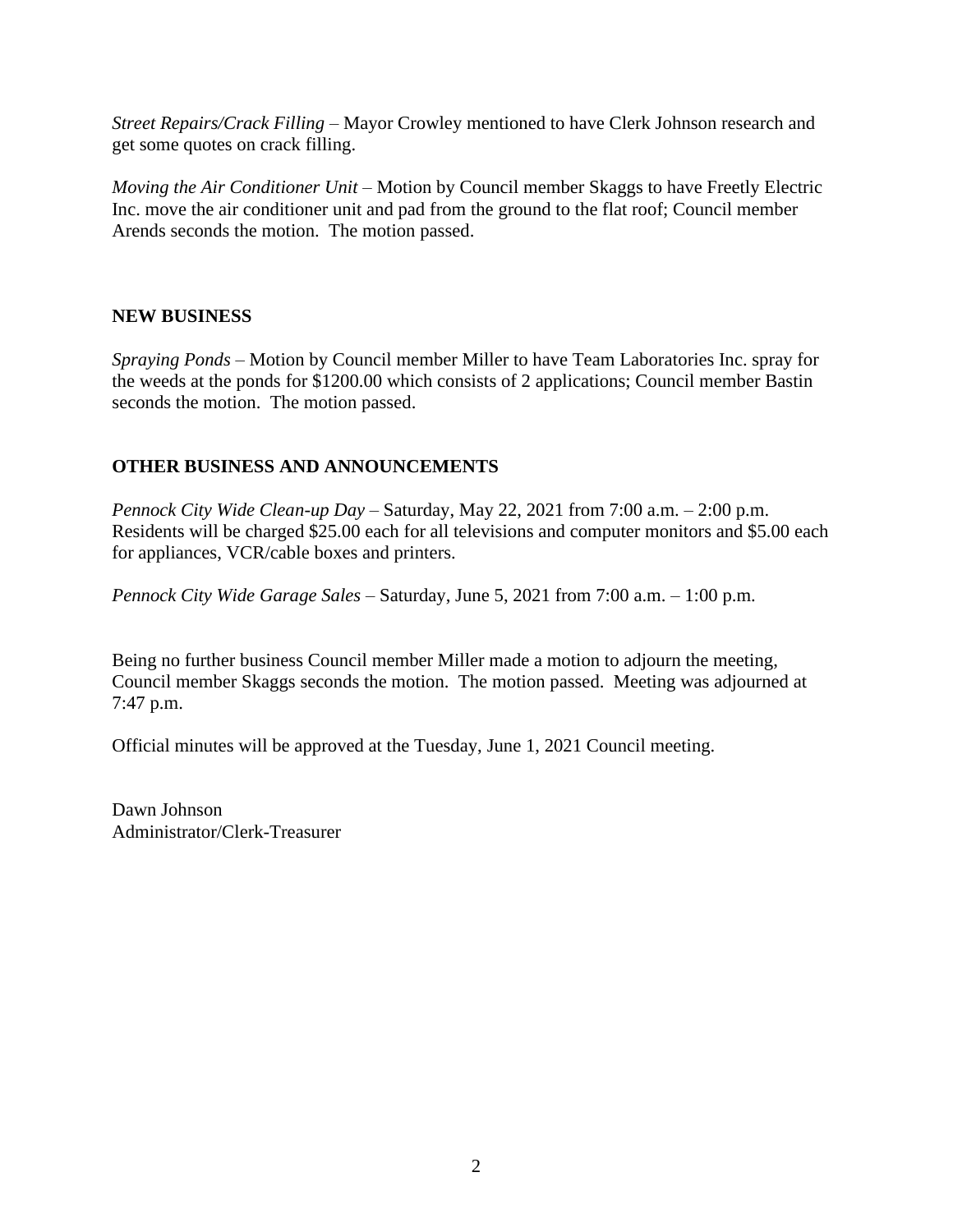*Street Repairs/Crack Filling* – Mayor Crowley mentioned to have Clerk Johnson research and get some quotes on crack filling.

*Moving the Air Conditioner Unit* – Motion by Council member Skaggs to have Freetly Electric Inc. move the air conditioner unit and pad from the ground to the flat roof; Council member Arends seconds the motion. The motion passed.

**NEW BUSINESS**

*Spraying Ponds* – Motion by Council member Miller to have Team Laboratories Inc. spray for the weeds at the ponds for $1200.00 which consists of 2 applications; Council member Bastin seconds the motion. The motion passed.

**OTHER BUSINESS AND ANNOUNCEMENTS**

*Pennock City Wide Clean-up Day* – Saturday, May 22, 2021 from 7:00 a.m. – 2:00 p.m. Residents will be charged $25.00 each for all televisions and computer monitors and $5.00 each for appliances, VCR/cable boxes and printers.

*Pennock City Wide Garage Sales* – Saturday, June 5, 2021 from 7:00 a.m. – 1:00 p.m.

Being no further business Council member Miller made a motion to adjourn the meeting, Council member Skaggs seconds the motion. The motion passed. Meeting was adjourned at 7:47 p.m.

Official minutes will be approved at the Tuesday, June 1, 2021 Council meeting.

Dawn Johnson
Administrator/Clerk-Treasurer